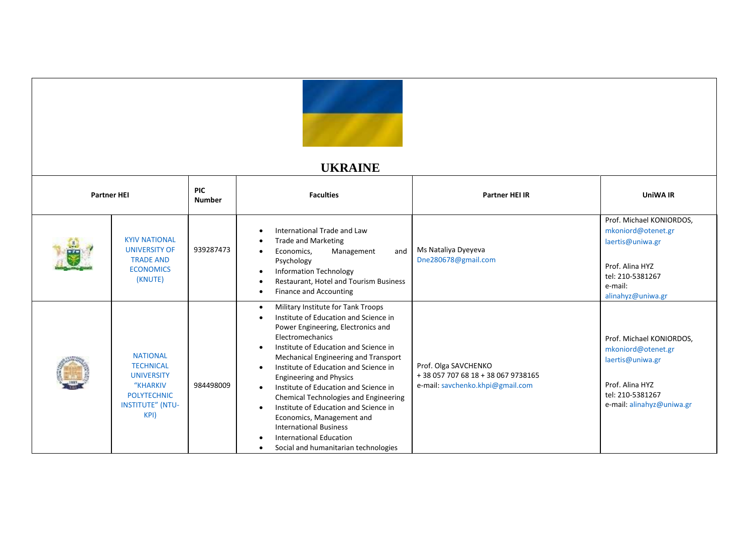# UKRAINE

| Partner HEI | | PIC Number | Faculties | Partner HEI IR | UniWA IR |
|---|---|---|---|---|---|
| | KYIV NATIONAL UNIVERSITY OF TRADE AND ECONOMICS (KNUTE) | 939287473 | • International Trade and Law<br>• Trade and Marketing<br>• Economics, Management and Psychology<br>• Information Technology<br>• Restaurant, Hotel and Tourism Business<br>• Finance and Accounting | Ms Nataliya Dyeyeva<br>Dne280678@gmail.com | Prof. Michael KONIORDOS,<br>mkoniord@otenet.gr<br>laertis@uniwa.gr<br><br>Prof. Alina HYZ<br>tel: 210-5381267<br>e-mail:<br>alinahyz@uniwa.gr |
| | NATIONAL TECHNICAL UNIVERSITY "KHARKIV POLYTECHNIC INSTITUTE" (NTU-KPI) | 984498009 | • Military Institute for Tank Troops<br>• Institute of Education and Science in Power Engineering, Electronics and Electromechanics<br>• Institute of Education and Science in Mechanical Engineering and Transport<br>• Institute of Education and Science in Engineering and Physics<br>• Institute of Education and Science in Chemical Technologies and Engineering<br>• Institute of Education and Science in Economics, Management and International Business<br>• International Education<br>• Social and humanitarian technologies | Prof. Olga SAVCHENKO<br>+ 38 057 707 68 18 + 38 067 9738165<br>e-mail: savchenko.khpi@gmail.com | Prof. Michael KONIORDOS,<br>mkoniord@otenet.gr<br>laertis@uniwa.gr<br><br>Prof. Alina HYZ<br>tel: 210-5381267<br>e-mail: alinahyz@uniwa.gr |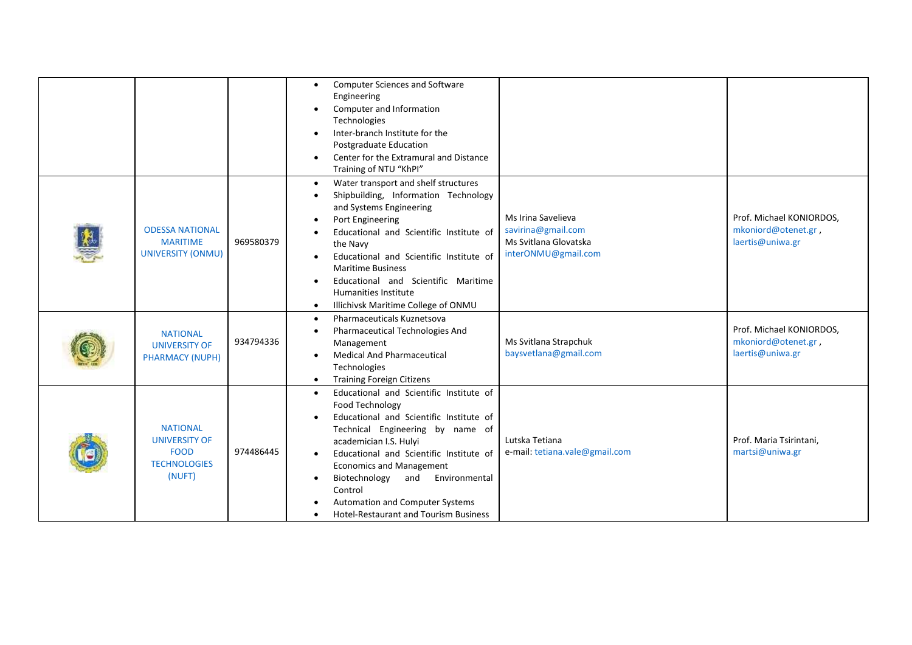| | | | | | |
|---|---|---|---|---|---|
| | | | • Computer Sciences and Software Engineering<br>• Computer and Information Technologies<br>• Inter-branch Institute for the Postgraduate Education<br>• Center for the Extramural and Distance Training of NTU “KhPI” | | |
| | ODESSA NATIONAL MARITIME UNIVERSITY (ONMU) | 969580379 | • Water transport and shelf structures<br>• Shipbuilding, Information Technology and Systems Engineering<br>• Port Engineering<br>• Educational and Scientific Institute of the Navy<br>• Educational and Scientific Institute of Maritime Business<br>• Educational and Scientific Maritime Humanities Institute<br>• Illichivsk Maritime College of ONMU | Ms Irina Savelieva<br>savirina@gmail.com<br>Ms Svitlana Glovatska<br>interONMU@gmail.com | Prof. Michael KONIORDOS,<br>mkoniord@otenet.gr ,<br>laertis@uniwa.gr |
| | NATIONAL UNIVERSITY OF PHARMACY (NUPH) | 934794336 | • Pharmaceuticals Kuznetsova<br>• Pharmaceutical Technologies And Management<br>• Medical And Pharmaceutical Technologies<br>• Training Foreign Citizens | Ms Svitlana Strapchuk<br>baysvetlana@gmail.com | Prof. Michael KONIORDOS,<br>mkoniord@otenet.gr ,<br>laertis@uniwa.gr |
| | NATIONAL UNIVERSITY OF FOOD TECHNOLOGIES (NUFT) | 974486445 | • Educational and Scientific Institute of Food Technology<br>• Educational and Scientific Institute of Technical Engineering by name of academician I.S. Hulyi<br>• Educational and Scientific Institute of Economics and Management<br>• Biotechnology and Environmental Control<br>• Automation and Computer Systems<br>• Hotel-Restaurant and Tourism Business | Lutska Tetiana<br>e-mail: tetiana.vale@gmail.com | Prof. Maria Tsirintani,<br>martsi@uniwa.gr |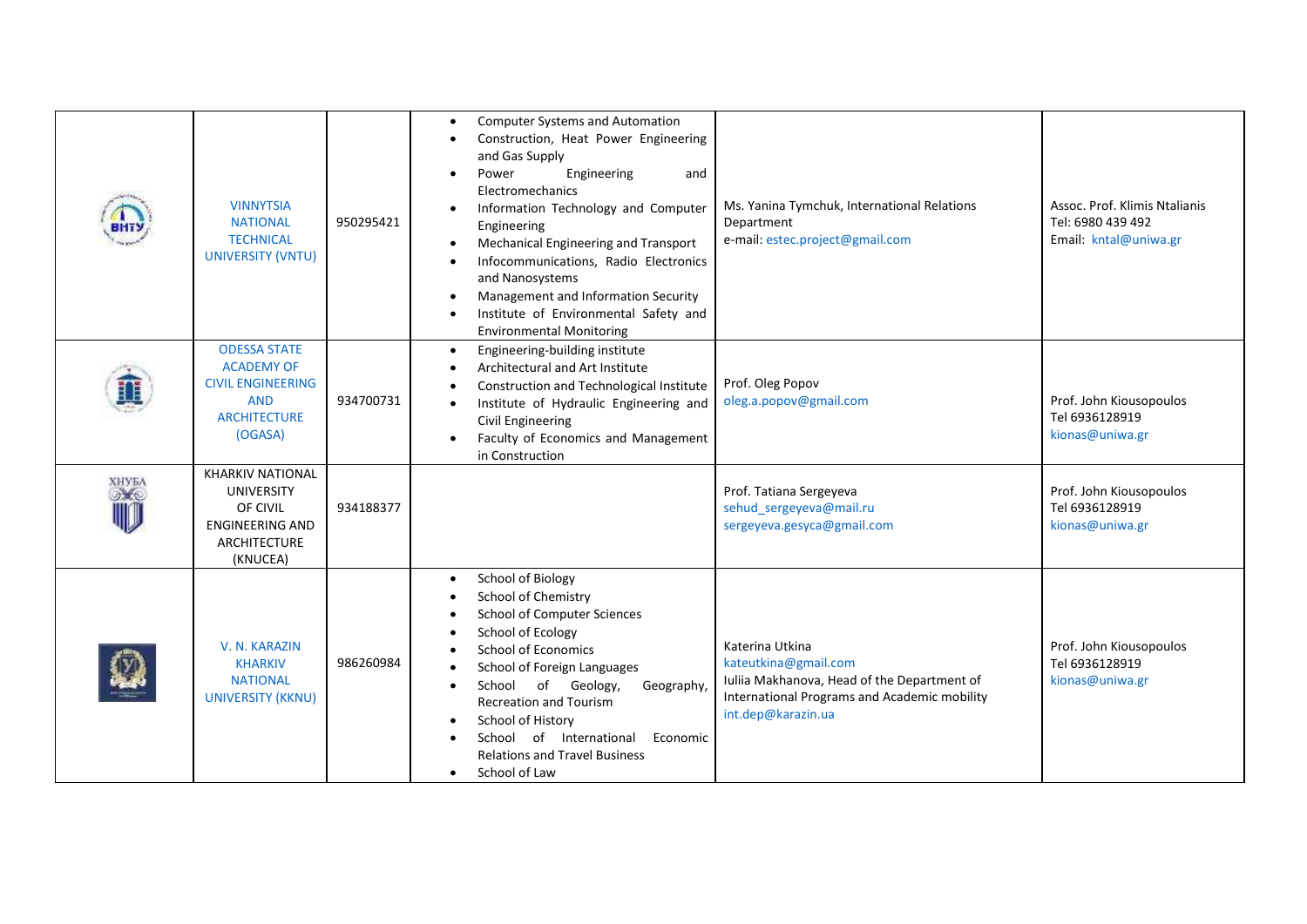| | | | | | |
|---|---|---|---|---|---|
| | VINNYTSIA NATIONAL TECHNICAL UNIVERSITY (VNTU) | 950295421 | <ul><li>Computer Systems and Automation</li><li>Construction, Heat Power Engineering and Gas Supply</li><li>Power Engineering and Electromechanics</li><li>Information Technology and Computer Engineering</li><li>Mechanical Engineering and Transport</li><li>Infocommunications, Radio Electronics and Nanosystems</li><li>Management and Information Security</li><li>Institute of Environmental Safety and Environmental Monitoring</li></ul> | Ms. Yanina Tymchuk, International Relations Department<br>e-mail: estec.project@gmail.com | Assoc. Prof. Klimis Ntalianis<br>Tel: 6980 439 492<br>Email: kntal@uniwa.gr |
| | ODESSA STATE ACADEMY OF CIVIL ENGINEERING AND ARCHITECTURE (OGASA) | 934700731 | <ul><li>Engineering-building institute</li><li>Architectural and Art Institute</li><li>Construction and Technological Institute</li><li>Institute of Hydraulic Engineering and Civil Engineering</li><li>Faculty of Economics and Management in Construction</li></ul> | Prof. Oleg Popov<br>oleg.a.popov@gmail.com | Prof. John Kiousopoulos<br>Tel 6936128919<br>kionas@uniwa.gr |
| ХНУБА | KHARKIV NATIONAL UNIVERSITY OF CIVIL ENGINEERING AND ARCHITECTURE (KNUCEA) | 934188377 | | Prof. Tatiana Sergeyeva<br>sehud_sergeyeva@mail.ru<br>sergeyeva.gesyca@gmail.com | Prof. John Kiousopoulos<br>Tel 6936128919<br>kionas@uniwa.gr |
| | V. N. KARAZIN KHARKIV NATIONAL UNIVERSITY (KKNU) | 986260984 | <ul><li>School of Biology</li><li>School of Chemistry</li><li>School of Computer Sciences</li><li>School of Ecology</li><li>School of Economics</li><li>School of Foreign Languages</li><li>School of Geology, Geography, Recreation and Tourism</li><li>School of History</li><li>School of International Economic Relations and Travel Business</li><li>School of Law</li></ul> | Katerina Utkina<br>kateutkina@gmail.com<br>Iuliia Makhanova, Head of the Department of International Programs and Academic mobility<br>int.dep@karazin.ua | Prof. John Kiousopoulos<br>Tel 6936128919<br>kionas@uniwa.gr |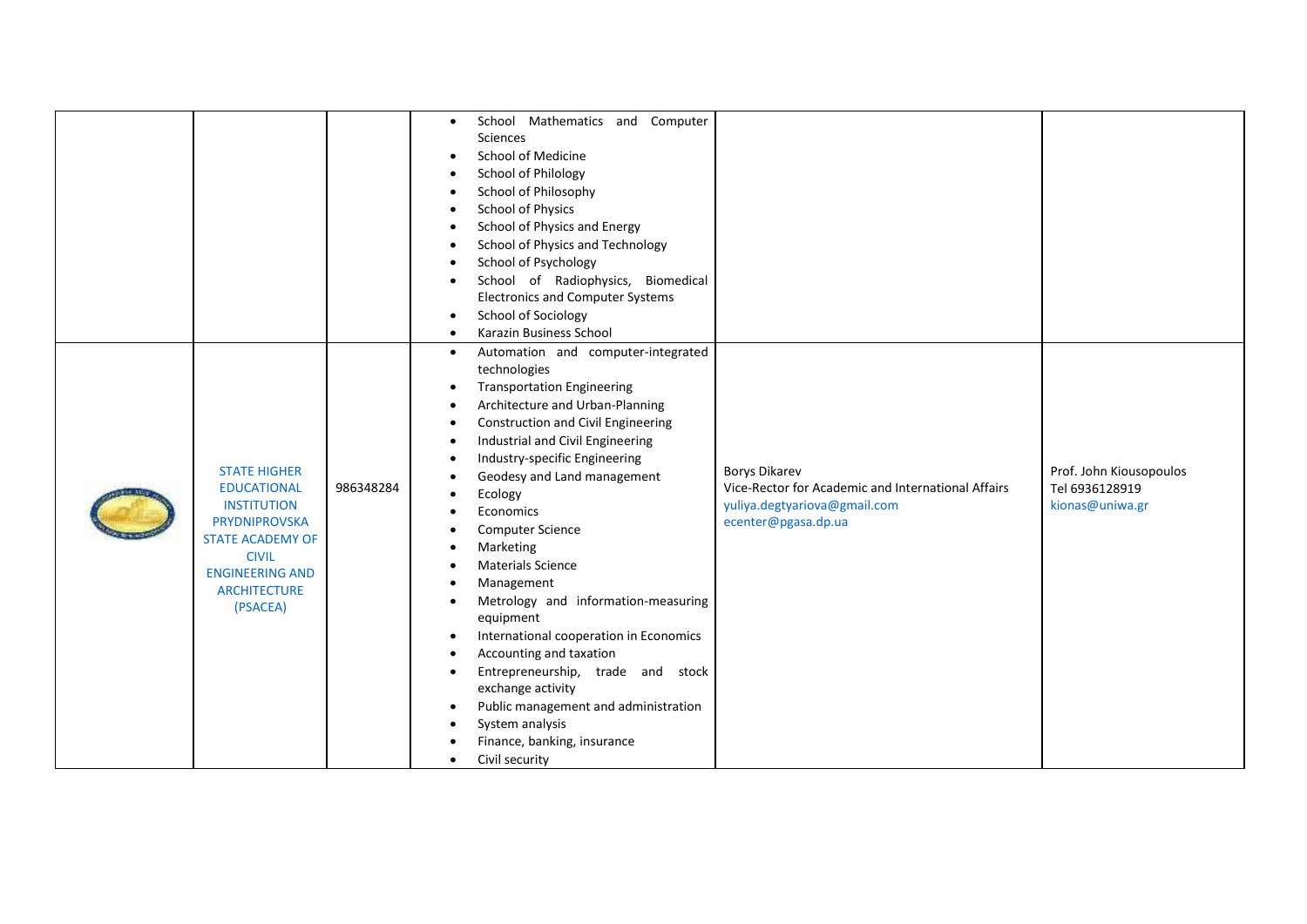| | | | | | |
|---|---|---|---|---|---|
| | | | • School Mathematics and Computer Sciences<br>• School of Medicine<br>• School of Philology<br>• School of Philosophy<br>• School of Physics<br>• School of Physics and Energy<br>• School of Physics and Technology<br>• School of Psychology<br>• School of Radiophysics, Biomedical Electronics and Computer Systems<br>• School of Sociology<br>• Karazin Business School | | |
| | STATE HIGHER EDUCATIONAL INSTITUTION PRYDNIPROVSKA STATE ACADEMY OF CIVIL ENGINEERING AND ARCHITECTURE (PSACEA) | 986348284 | • Automation and computer-integrated technologies<br>• Transportation Engineering<br>• Architecture and Urban-Planning<br>• Construction and Civil Engineering<br>• Industrial and Civil Engineering<br>• Industry-specific Engineering<br>• Geodesy and Land management<br>• Ecology<br>• Economics<br>• Computer Science<br>• Marketing<br>• Materials Science<br>• Management<br>• Metrology and information-measuring equipment<br>• International cooperation in Economics<br>• Accounting and taxation<br>• Entrepreneurship, trade and stock exchange activity<br>• Public management and administration<br>• System analysis<br>• Finance, banking, insurance<br>• Civil security | Borys Dikarev<br>Vice-Rector for Academic and International Affairs<br>yuliya.degtyariova@gmail.com<br>ecenter@pgasa.dp.ua | Prof. John Kiousopoulos<br>Tel 6936128919<br>kionas@uniwa.gr |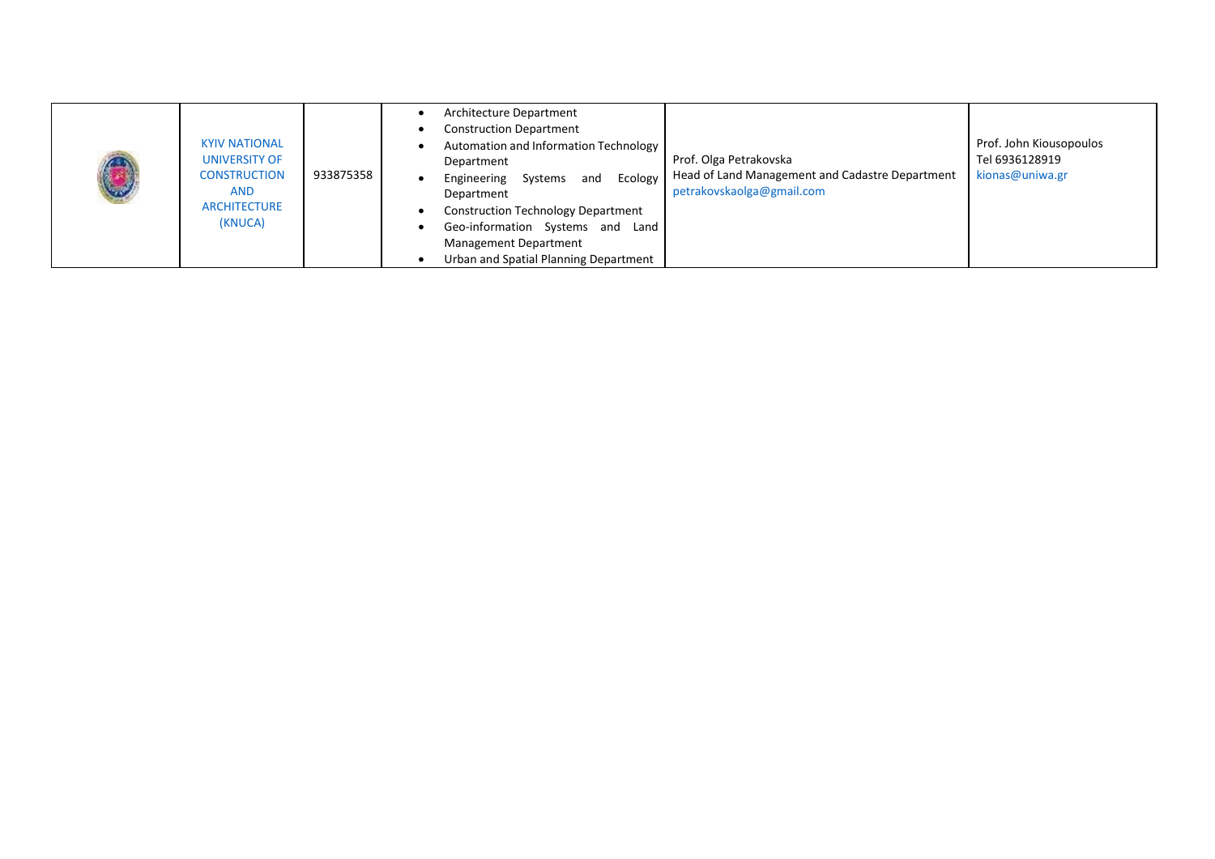| | | | | | |
|---|---|---|---|---|---|
| | KYIV NATIONAL UNIVERSITY OF CONSTRUCTION AND ARCHITECTURE (KNUCA) | 933875358 | • Architecture Department<br>• Construction Department<br>• Automation and Information Technology Department<br>• Engineering Systems and Ecology Department<br>• Construction Technology Department<br>• Geo-information Systems and Land Management Department<br>• Urban and Spatial Planning Department | Prof. Olga Petrakovska<br>Head of Land Management and Cadastre Department<br>petrakovskaolga@gmail.com | Prof. John Kiousopoulos<br>Tel 6936128919<br>kionas@uniwa.gr |